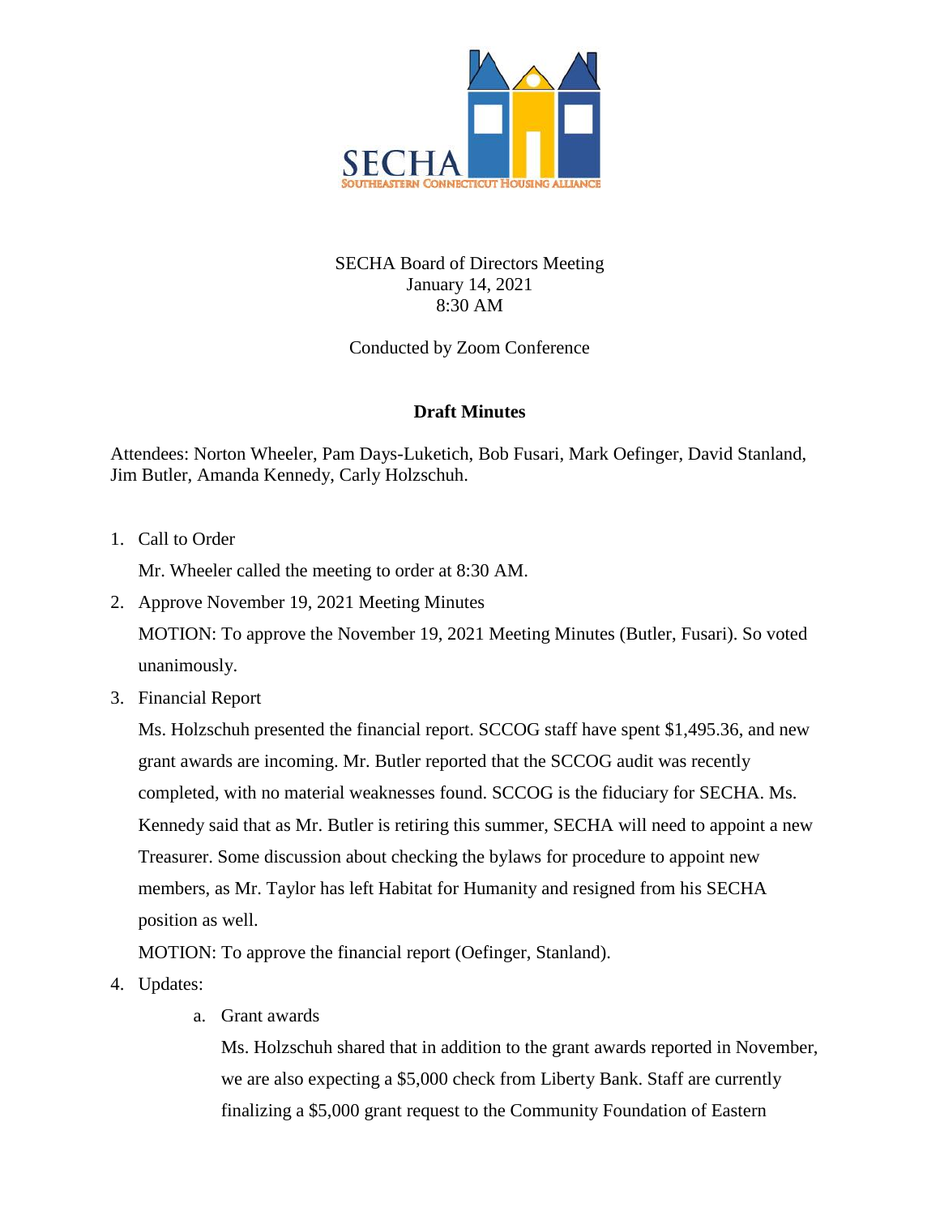SECHA
SOUTHEASTERN CONNECTICUT HOUSING ALLIANCE

SECHA Board of Directors Meeting
January 14, 2021
8:30 AM

Conducted by Zoom Conference

**Draft Minutes**

Attendees: Norton Wheeler, Pam Days-Luketich, Bob Fusari, Mark Oefinger, David Stanland, Jim Butler, Amanda Kennedy, Carly Holzschuh.

1. Call to Order

   Mr. Wheeler called the meeting to order at 8:30 AM.

2. Approve November 19, 2021 Meeting Minutes

   MOTION: To approve the November 19, 2021 Meeting Minutes (Butler, Fusari). So voted unanimously.

3. Financial Report

   Ms. Holzschuh presented the financial report. SCCOG staff have spent $1,495.36, and new grant awards are incoming. Mr. Butler reported that the SCCOG audit was recently completed, with no material weaknesses found. SCCOG is the fiduciary for SECHA. Ms. Kennedy said that as Mr. Butler is retiring this summer, SECHA will need to appoint a new Treasurer. Some discussion about checking the bylaws for procedure to appoint new members, as Mr. Taylor has left Habitat for Humanity and resigned from his SECHA position as well.

   MOTION: To approve the financial report (Oefinger, Stanland).

4. Updates:

   a. Grant awards

      Ms. Holzschuh shared that in addition to the grant awards reported in November, we are also expecting a $5,000 check from Liberty Bank. Staff are currently finalizing a $5,000 grant request to the Community Foundation of Eastern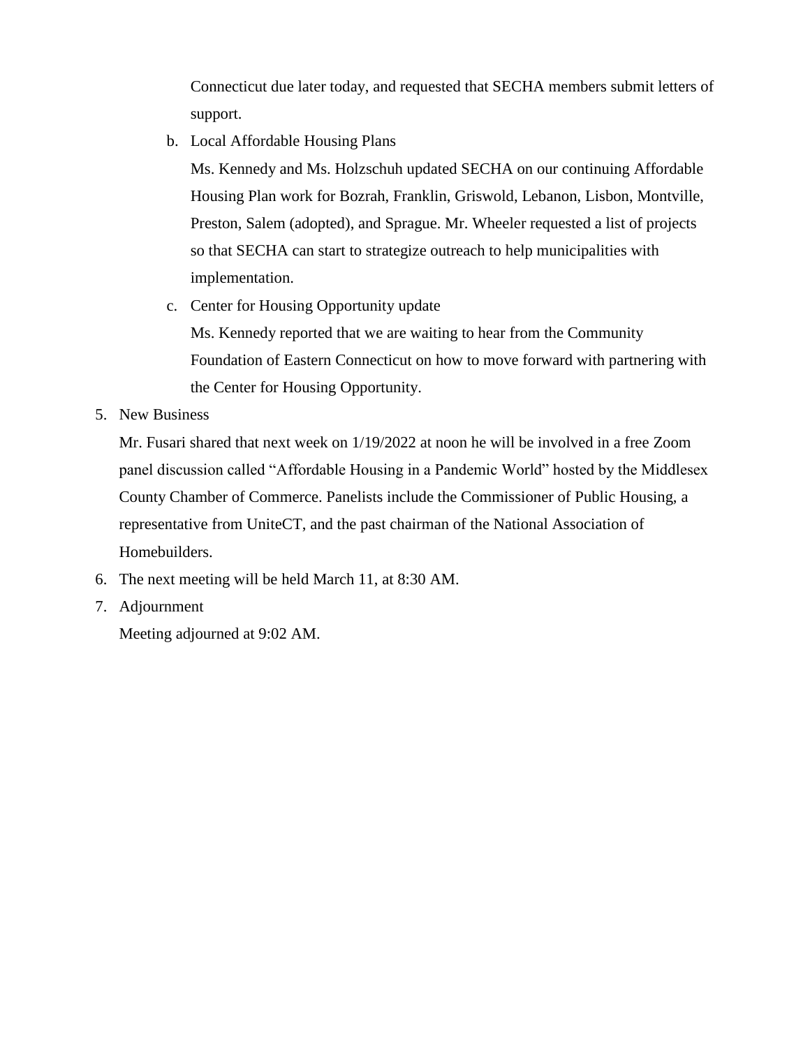Connecticut due later today, and requested that SECHA members submit letters of support.

   b. Local Affordable Housing Plans

      Ms. Kennedy and Ms. Holzschuh updated SECHA on our continuing Affordable Housing Plan work for Bozrah, Franklin, Griswold, Lebanon, Lisbon, Montville, Preston, Salem (adopted), and Sprague. Mr. Wheeler requested a list of projects so that SECHA can start to strategize outreach to help municipalities with implementation.

   c. Center for Housing Opportunity update

      Ms. Kennedy reported that we are waiting to hear from the Community Foundation of Eastern Connecticut on how to move forward with partnering with the Center for Housing Opportunity.

5. New Business

   Mr. Fusari shared that next week on 1/19/2022 at noon he will be involved in a free Zoom panel discussion called "Affordable Housing in a Pandemic World" hosted by the Middlesex County Chamber of Commerce. Panelists include the Commissioner of Public Housing, a representative from UniteCT, and the past chairman of the National Association of Homebuilders.

6. The next meeting will be held March 11, at 8:30 AM.

7. Adjournment

   Meeting adjourned at 9:02 AM.